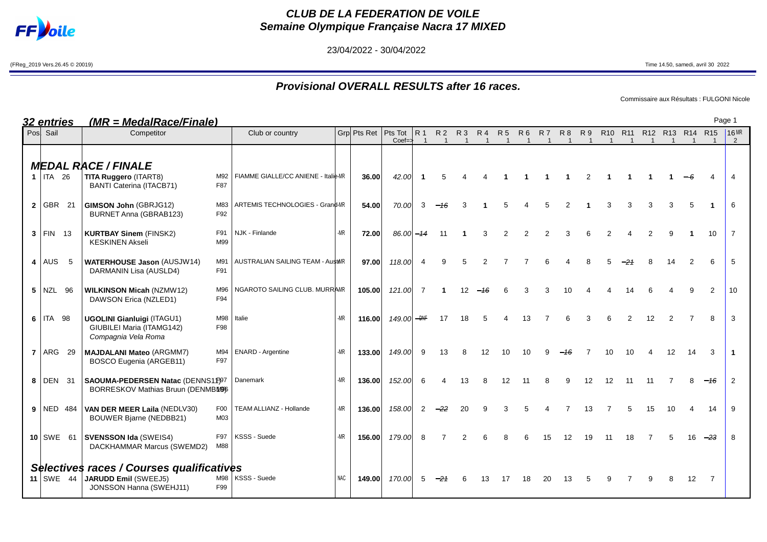# CLUB DE LA FEDERATION DE VOILE
## Semaine Olympique Française Nacra 17 MIXED

23/04/2022 - 30/04/2022

(FReg_2019 Vers.26.45 © 20019)

Time 14.50, samedi, avril 30 2022

## Provisional OVERALL RESULTS after 16 races.

Commissaire aux Résultats : FULGONI Nicole

**32 entries (MR = MedalRace/Finale)**

| Pos | Sail | Competitor | | Club or country | Grp | Pts Ret | Pts Tot Coef=> | R 1 1 | R 2 1 | R 3 1 | R 4 1 | R 5 1 | R 6 1 | R 7 1 | R 8 1 | R 9 1 | R10 1 | R11 1 | R12 1 | R13 1 | R14 1 | R15 1 | 16 MR 2 |
|---|---|---|---|---|---|---|---|---|---|---|---|---|---|---|---|---|---|---|---|---|---|---|---|
| **MEDAL RACE / FINALE** | | | | | | | | | | | | | | | | | | | | | | | |
| 1 | ITA 26 | **TITA Ruggero** (ITART8) BANTI Caterina (ITACB71) | M92 F87 | FIAMME GIALLE/CC ANIENE - Italie | MR | 36.00 | 42.00 | 1 | 5 | 4 | 4 | 1 | 1 | 1 | 1 | 2 | 1 | 1 | 1 | 1 | -6 | 4 | 4 |
| 2 | GBR 21 | **GIMSON John** (GBRJG12) BURNET Anna (GBRAB123) | M83 F92 | ARTEMIS TECHNOLOGIES - Grand | MR | 54.00 | 70.00 | 3 | -16 | 3 | 1 | 5 | 4 | 5 | 2 | 1 | 3 | 3 | 3 | 3 | 5 | 1 | 6 |
| 3 | FIN 13 | **KURTBAY Sinem** (FINSK2) KESKINEN Akseli | F91 M99 | NJK - Finlande | MR | 72.00 | 86.00 | -14 | 11 | 1 | 3 | 2 | 2 | 2 | 3 | 6 | 2 | 4 | 2 | 9 | 1 | 10 | 7 |
| 4 | AUS 5 | **WATERHOUSE Jason** (AUSJW14) DARMANIN Lisa (AUSLD4) | M91 F91 | AUSTRALIAN SAILING TEAM - Aust | MR | 97.00 | 118.00 | 4 | 9 | 5 | 2 | 7 | 7 | 6 | 4 | 8 | 5 | -21 | 8 | 14 | 2 | 6 | 5 |
| 5 | NZL 96 | **WILKINSON Micah** (NZMW12) DAWSON Erica (NZLED1) | M96 F94 | NGAROTO SAILING CLUB. MURRA | MR | 105.00 | 121.00 | 7 | 1 | 12 | -16 | 6 | 3 | 3 | 10 | 4 | 4 | 14 | 6 | 4 | 9 | 2 | 10 |
| 6 | ITA 98 | **UGOLINI Gianluigi** (ITAGU1) GIUBILEI Maria (ITAMG142) *Compagnia Vela Roma* | M98 F98 | Italie | MR | 116.00 | 149.00 | -DNF | 17 | 18 | 5 | 4 | 13 | 7 | 6 | 3 | 6 | 2 | 12 | 2 | 7 | 8 | 3 |
| 7 | ARG 29 | **MAJDALANI Mateo** (ARGMM7) BOSCO Eugenia (ARGEB11) | M94 F97 | ENARD - Argentine | MR | 133.00 | 149.00 | 9 | 13 | 8 | 12 | 10 | 10 | 9 | -16 | 7 | 10 | 10 | 4 | 12 | 14 | 3 | 1 |
| 8 | DEN 31 | **SAOUMA-PEDERSEN Natac** (DENNS1) BORRESKOV Mathias Bruun (DENMB) | F97 M96 | Danemark | MR | 136.00 | 152.00 | 6 | 4 | 13 | 8 | 12 | 11 | 8 | 9 | 12 | 12 | 11 | 11 | 7 | 8 | -16 | 2 |
| 9 | NED 484 | **VAN DER MEER Laila** (NEDLV30) BOUWER Bjarne (NEDBB21) | F00 M03 | TEAM ALLIANZ - Hollande | MR | 136.00 | 158.00 | 2 | -22 | 20 | 9 | 3 | 5 | 4 | 7 | 13 | 7 | 5 | 15 | 10 | 4 | 14 | 9 |
| 10 | SWE 61 | **SVENSSON Ida** (SWEIS4) DACKHAMMAR Marcus (SWEMD2) | F97 M88 | KSSS - Suede | MR | 156.00 | 179.00 | 8 | 7 | 2 | 6 | 8 | 6 | 15 | 12 | 19 | 11 | 18 | 7 | 5 | 16 | -23 | 8 |
| **Selectives races / Courses qualificatives** | | | | | | | | | | | | | | | | | | | | | | | |
| 11 | SWE 44 | **JARUDD Emil** (SWEEJ5) JONSSON Hanna (SWEHJ11) | M98 F99 | KSSS - Suede | NAC | 149.00 | 170.00 | 5 | -21 | 6 | 13 | 17 | 18 | 20 | 13 | 5 | 9 | 7 | 9 | 8 | 12 | 7 | |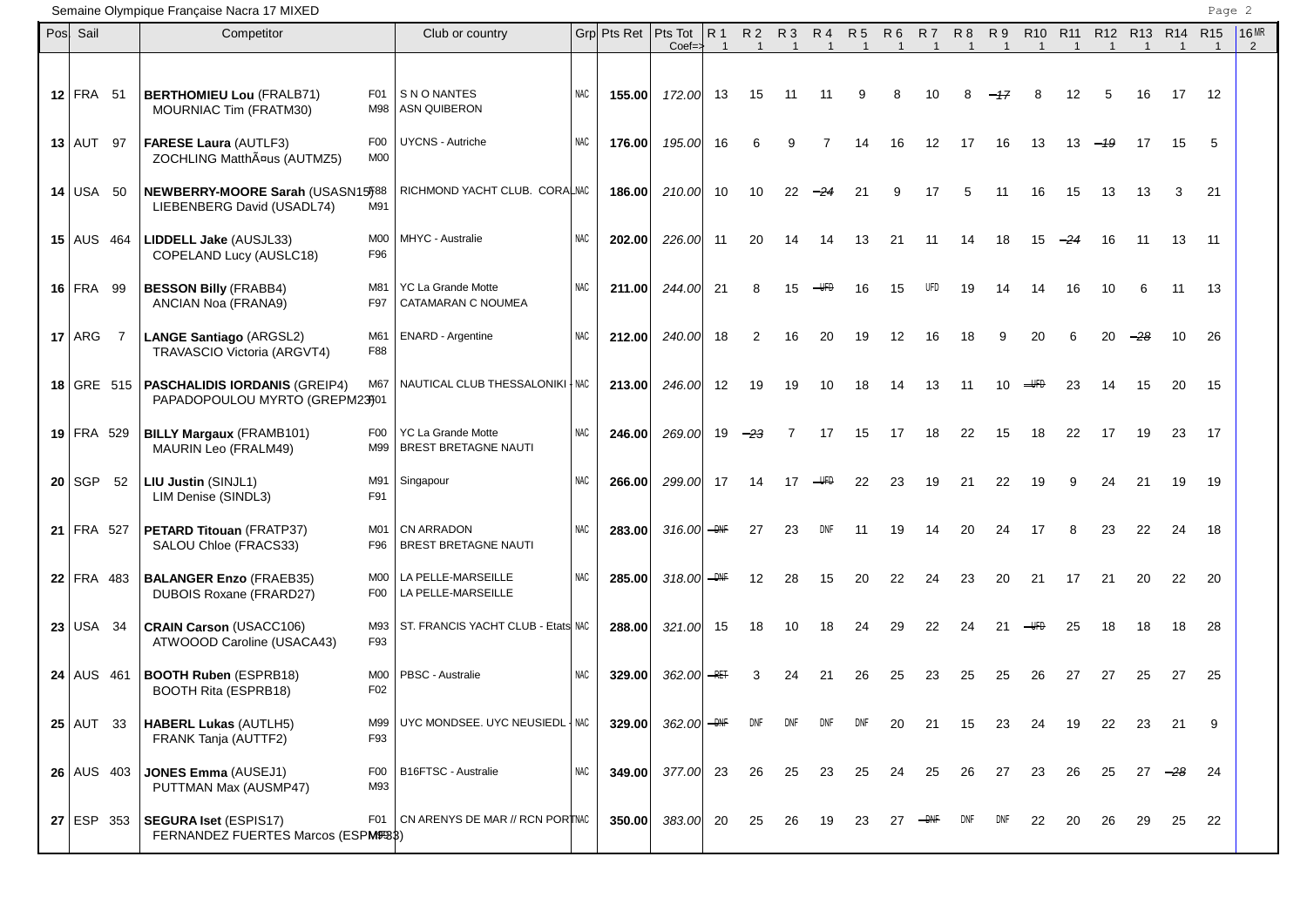Semaine Olympique Française Nacra 17 MIXED

| Pos | Sail | Competitor | | Club or country | Grp | Pts Ret | Pts Tot Coef=> | R 1 1 | R 2 1 | R 3 1 | R 4 1 | R 5 1 | R 6 1 | R 7 1 | R 8 1 | R 9 1 | R10 1 | R11 1 | R12 1 | R13 1 | R14 1 | R15 1 | 16 MR 2 |
|---|---|---|---|---|---|---|---|---|---|---|---|---|---|---|---|---|---|---|---|---|---|---|---|
| 12 | FRA 51 | **BERTHOMIEU Lou** (FRALB71)<br>MOURNIAC Tim (FRATM30) | F01<br>M98 | S N O NANTES<br>ASN QUIBERON | NAC | **155.00** | *172.00* | 13 | 15 | 11 | 11 | 9 | 8 | 10 | 8 | ~~17~~ | 8 | 12 | 5 | 16 | 17 | 12 | |
| 13 | AUT 97 | **FARESE Laura** (AUTLF3)<br>ZOCHLING MatthÃ¤us (AUTMZ5) | F00<br>M00 | UYCNS - Autriche | NAC | **176.00** | *195.00* | 16 | 6 | 9 | 7 | 14 | 16 | 12 | 17 | 16 | 13 | 13 | ~~19~~ | 17 | 15 | 5 | |
| 14 | USA 50 | **NEWBERRY-MOORE Sarah** (USASN15)<br>LIEBENBERG David (USADL74) | F88<br>M91 | RICHMOND YACHT CLUB. CORAL | NAC | **186.00** | *210.00* | 10 | 10 | 22 | ~~24~~ | 21 | 9 | 17 | 5 | 11 | 16 | 15 | 13 | 13 | 3 | 21 | |
| 15 | AUS 464 | **LIDDELL Jake** (AUSJL33)<br>COPELAND Lucy (AUSLC18) | M00<br>F96 | MHYC - Australie | NAC | **202.00** | *226.00* | 11 | 20 | 14 | 14 | 13 | 21 | 11 | 14 | 18 | 15 | ~~24~~ | 16 | 11 | 13 | 11 | |
| 16 | FRA 99 | **BESSON Billy** (FRABB4)<br>ANCIAN Noa (FRANA9) | M81<br>F97 | YC La Grande Motte<br>CATAMARAN C NOUMEA | NAC | **211.00** | *244.00* | 21 | 8 | 15 | ~~UFD~~ | 16 | 15 | UFD | 19 | 14 | 14 | 16 | 10 | 6 | 11 | 13 | |
| 17 | ARG 7 | **LANGE Santiago** (ARGSL2)<br>TRAVASCIO Victoria (ARGVT4) | M61<br>F88 | ENARD - Argentine | NAC | **212.00** | *240.00* | 18 | 2 | 16 | 20 | 19 | 12 | 16 | 18 | 9 | 20 | 6 | 20 | ~~28~~ | 10 | 26 | |
| 18 | GRE 515 | **PASCHALIDIS IORDANIS** (GREIP4)<br>PAPADOPOULOU MYRTO (GREPM23) | M67<br>F01 | NAUTICAL CLUB THESSALONIKI | NAC | **213.00** | *246.00* | 12 | 19 | 19 | 10 | 18 | 14 | 13 | 11 | 10 | ~~UFD~~ | 23 | 14 | 15 | 20 | 15 | |
| 19 | FRA 529 | **BILLY Margaux** (FRAMB101)<br>MAURIN Leo (FRALM49) | F00<br>M99 | YC La Grande Motte<br>BREST BRETAGNE NAUTI | NAC | **246.00** | *269.00* | 19 | ~~23~~ | 7 | 17 | 15 | 17 | 18 | 22 | 15 | 18 | 22 | 17 | 19 | 23 | 17 | |
| 20 | SGP 52 | **LIU Justin** (SINJL1)<br>LIM Denise (SINDL3) | M91<br>F91 | Singapour | NAC | **266.00** | *299.00* | 17 | 14 | 17 | ~~UFD~~ | 22 | 23 | 19 | 21 | 22 | 19 | 9 | 24 | 21 | 19 | 19 | |
| 21 | FRA 527 | **PETARD Titouan** (FRATP37)<br>SALOU Chloe (FRACS33) | M01<br>F96 | CN ARRADON<br>BREST BRETAGNE NAUTI | NAC | **283.00** | *316.00* | ~~DNF~~ | 27 | 23 | DNF | 11 | 19 | 14 | 20 | 24 | 17 | 8 | 23 | 22 | 24 | 18 | |
| 22 | FRA 483 | **BALANGER Enzo** (FRAEB35)<br>DUBOIS Roxane (FRARD27) | M00<br>F00 | LA PELLE-MARSEILLE<br>LA PELLE-MARSEILLE | NAC | **285.00** | *318.00* | ~~DNF~~ | 12 | 28 | 15 | 20 | 22 | 24 | 23 | 20 | 21 | 17 | 21 | 20 | 22 | 20 | |
| 23 | USA 34 | **CRAIN Carson** (USACC106)<br>ATWOOOD Caroline (USACA43) | M93<br>F93 | ST. FRANCIS YACHT CLUB - Etats | NAC | **288.00** | *321.00* | 15 | 18 | 10 | 18 | 24 | 29 | 22 | 24 | 21 | ~~UFD~~ | 25 | 18 | 18 | 18 | 28 | |
| 24 | AUS 461 | **BOOTH Ruben** (ESPRB18)<br>BOOTH Rita (ESPRB18) | M00<br>F02 | PBSC - Australie | NAC | **329.00** | *362.00* | ~~RET~~ | 3 | 24 | 21 | 26 | 25 | 23 | 25 | 25 | 26 | 27 | 27 | 25 | 27 | 25 | |
| 25 | AUT 33 | **HABERL Lukas** (AUTLH5)<br>FRANK Tanja (AUTTF2) | M99<br>F93 | UYC MONDSEE. UYC NEUSIEDL | NAC | **329.00** | *362.00* | ~~DNF~~ | DNF | DNF | DNF | DNF | 20 | 21 | 15 | 23 | 24 | 19 | 22 | 23 | 21 | 9 | |
| 26 | AUS 403 | **JONES Emma** (AUSEJ1)<br>PUTTMAN Max (AUSMP47) | F00<br>M93 | B16FTSC - Australie | NAC | **349.00** | *377.00* | 23 | 26 | 25 | 23 | 25 | 24 | 25 | 26 | 27 | 23 | 26 | 25 | 27 | ~~28~~ | 24 | |
| 27 | ESP 353 | **SEGURA Iset** (ESPIS17)<br>FERNANDEZ FUERTES Marcos (ESPMF83) | F01<br>M93 | CN ARENYS DE MAR // RCN PORT | NAC | **350.00** | *383.00* | 20 | 25 | 26 | 19 | 23 | 27 | ~~DNF~~ | DNF | DNF | 22 | 20 | 26 | 29 | 25 | 22 | |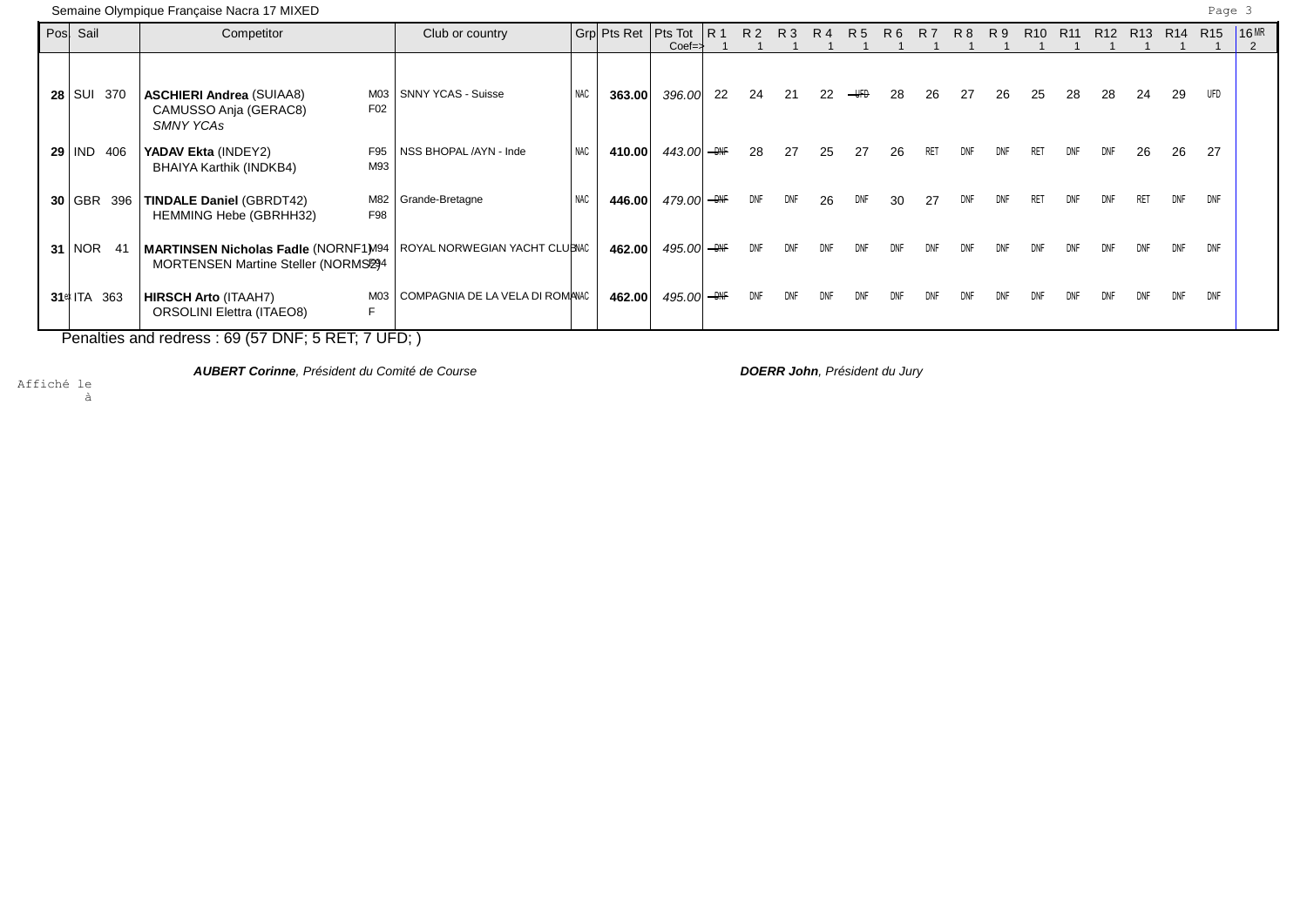Semaine Olympique Française Nacra 17 MIXED

| Pos | Sail | Competitor | | Club or country | Grp | Pts Ret | Pts Tot Coef=> | R 1 1 | R 2 1 | R 3 1 | R 4 1 | R 5 1 | R 6 1 | R 7 1 | R 8 1 | R 9 1 | R10 1 | R11 1 | R12 1 | R13 1 | R14 1 | R15 1 | 16 MR 2 |
|---|---|---|---|---|---|---|---|---|---|---|---|---|---|---|---|---|---|---|---|---|---|---|---|
| **28** | SUI 370 | **ASCHIERI Andrea** (SUIAA8) CAMUSSO Anja (GERAC8) *SMNY YCAs* | M03 F02 | SNNY YCAS - Suisse | NAC | **363.00** | *396.00* | 22 | 24 | 21 | 22 | ~~UFD~~ | 28 | 26 | 27 | 26 | 25 | 28 | 28 | 24 | 29 | UFD | |
| **29** | IND 406 | **YADAV Ekta** (INDEY2) BHAIYA Karthik (INDKB4) | F95 M93 | NSS BHOPAL /AYN - Inde | NAC | **410.00** | *443.00* | ~~DNF~~ | 28 | 27 | 25 | 27 | 26 | RET | DNF | DNF | RET | DNF | DNF | 26 | 26 | 27 | |
| **30** | GBR 396 | **TINDALE Daniel** (GBRDT42) HEMMING Hebe (GBRHH32) | M82 F98 | Grande-Bretagne | NAC | **446.00** | *479.00* | ~~DNF~~ | DNF | DNF | 26 | DNF | 30 | 27 | DNF | DNF | RET | DNF | DNF | RET | DNF | DNF | |
| **31** | NOR 41 | **MARTINSEN Nicholas Fadle** (NORNF1) MORTENSEN Martine Steller (NORMS2) | M94 F94 | ROYAL NORWEGIAN YACHT CLUB | NAC | **462.00** | *495.00* | ~~DNF~~ | DNF | DNF | DNF | DNF | DNF | DNF | DNF | DNF | DNF | DNF | DNF | DNF | DNF | DNF | |
| **31**ex | ITA 363 | **HIRSCH Arto** (ITAAH7) ORSOLINI Elettra (ITAEO8) | M03 F | COMPAGNIA DE LA VELA DI ROMA | NAC | **462.00** | *495.00* | ~~DNF~~ | DNF | DNF | DNF | DNF | DNF | DNF | DNF | DNF | DNF | DNF | DNF | DNF | DNF | DNF | |

Penalties and redress : 69 (57 DNF; 5 RET; 7 UFD; )

***AUBERT Corinne**, Président du Comité de Course*

***DOERR John**, Président du Jury*

Affiché le
à